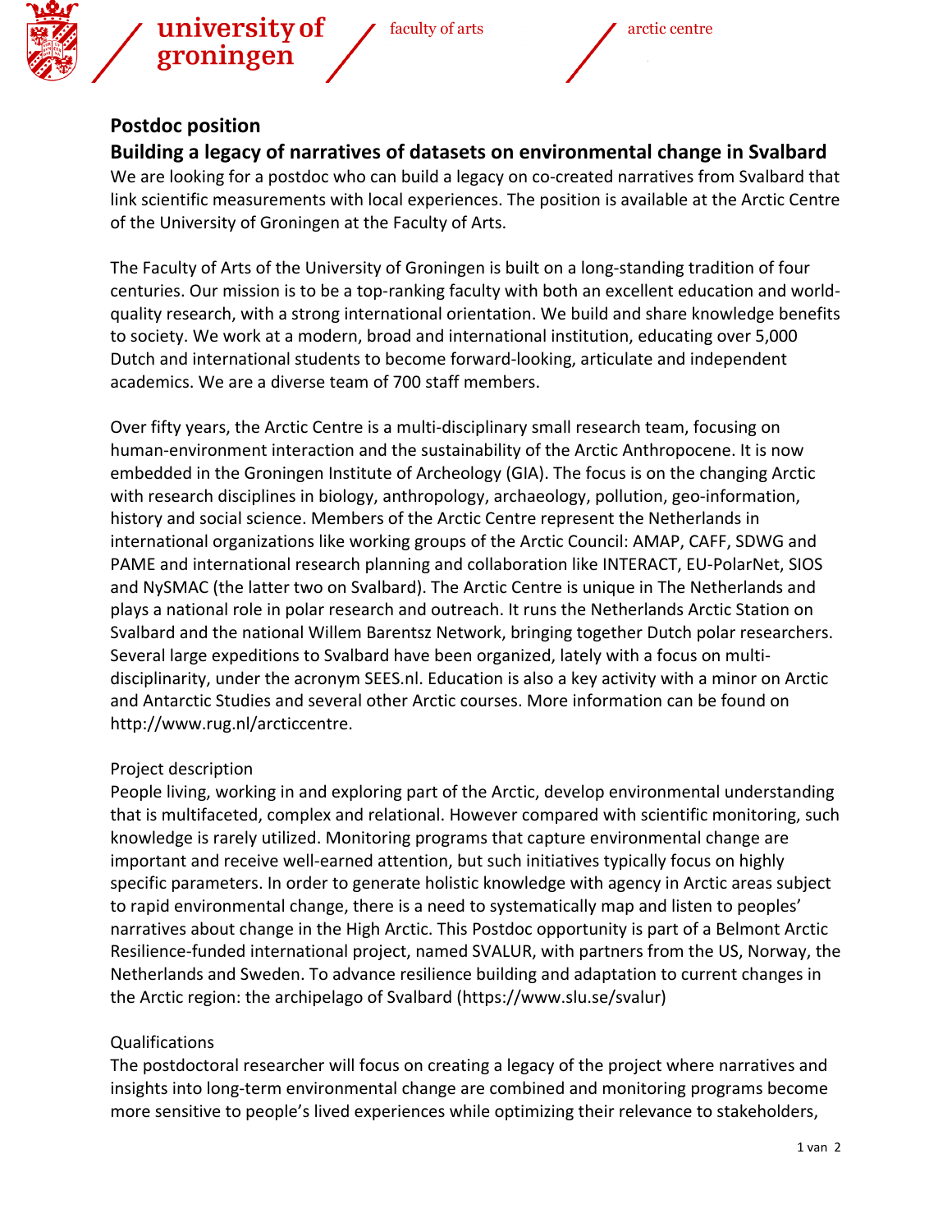university of groningen / faculty of arts / arctic centre

## Postdoc position

## Building a legacy of narratives of datasets on environmental change in Svalbard

We are looking for a postdoc who can build a legacy on co-created narratives from Svalbard that link scientific measurements with local experiences. The position is available at the Arctic Centre of the University of Groningen at the Faculty of Arts.

The Faculty of Arts of the University of Groningen is built on a long-standing tradition of four centuries. Our mission is to be a top-ranking faculty with both an excellent education and world-quality research, with a strong international orientation. We build and share knowledge benefits to society. We work at a modern, broad and international institution, educating over 5,000 Dutch and international students to become forward-looking, articulate and independent academics. We are a diverse team of 700 staff members.

Over fifty years, the Arctic Centre is a multi-disciplinary small research team, focusing on human-environment interaction and the sustainability of the Arctic Anthropocene. It is now embedded in the Groningen Institute of Archeology (GIA). The focus is on the changing Arctic with research disciplines in biology, anthropology, archaeology, pollution, geo-information, history and social science. Members of the Arctic Centre represent the Netherlands in international organizations like working groups of the Arctic Council: AMAP, CAFF, SDWG and PAME and international research planning and collaboration like INTERACT, EU-PolarNet, SIOS and NySMAC (the latter two on Svalbard). The Arctic Centre is unique in The Netherlands and plays a national role in polar research and outreach. It runs the Netherlands Arctic Station on Svalbard and the national Willem Barentsz Network, bringing together Dutch polar researchers. Several large expeditions to Svalbard have been organized, lately with a focus on multi-disciplinarity, under the acronym SEES.nl. Education is also a key activity with a minor on Arctic and Antarctic Studies and several other Arctic courses. More information can be found on http://www.rug.nl/arcticcentre.

### Project description

People living, working in and exploring part of the Arctic, develop environmental understanding that is multifaceted, complex and relational. However compared with scientific monitoring, such knowledge is rarely utilized. Monitoring programs that capture environmental change are important and receive well-earned attention, but such initiatives typically focus on highly specific parameters. In order to generate holistic knowledge with agency in Arctic areas subject to rapid environmental change, there is a need to systematically map and listen to peoples' narratives about change in the High Arctic. This Postdoc opportunity is part of a Belmont Arctic Resilience-funded international project, named SVALUR, with partners from the US, Norway, the Netherlands and Sweden. To advance resilience building and adaptation to current changes in the Arctic region: the archipelago of Svalbard (https://www.slu.se/svalur)

### Qualifications

The postdoctoral researcher will focus on creating a legacy of the project where narratives and insights into long-term environmental change are combined and monitoring programs become more sensitive to people's lived experiences while optimizing their relevance to stakeholders,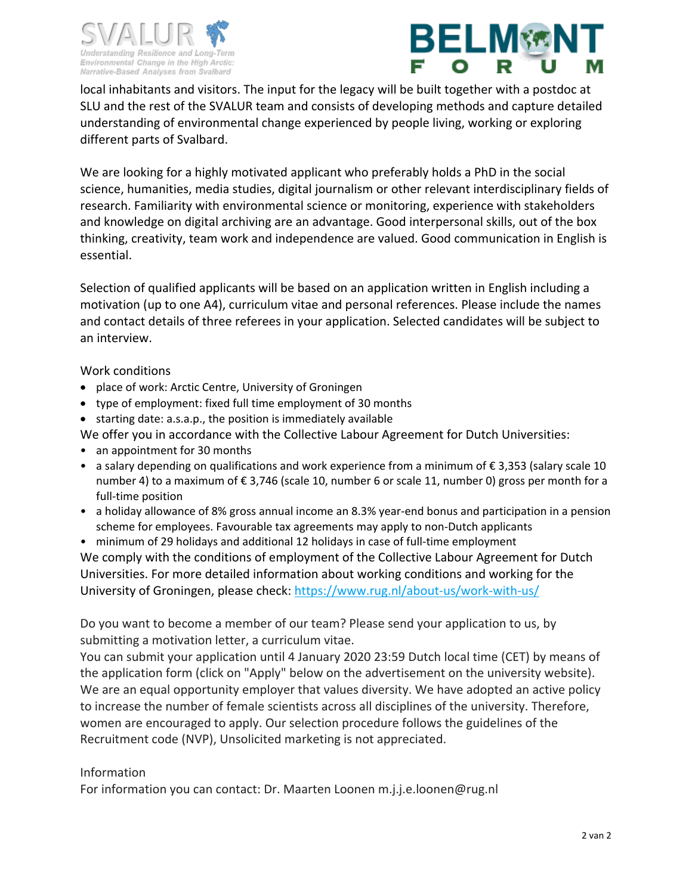local inhabitants and visitors. The input for the legacy will be built together with a postdoc at SLU and the rest of the SVALUR team and consists of developing methods and capture detailed understanding of environmental change experienced by people living, working or exploring different parts of Svalbard.

We are looking for a highly motivated applicant who preferably holds a PhD in the social science, humanities, media studies, digital journalism or other relevant interdisciplinary fields of research. Familiarity with environmental science or monitoring, experience with stakeholders and knowledge on digital archiving are an advantage. Good interpersonal skills, out of the box thinking, creativity, team work and independence are valued. Good communication in English is essential.

Selection of qualified applicants will be based on an application written in English including a motivation (up to one A4), curriculum vitae and personal references. Please include the names and contact details of three referees in your application. Selected candidates will be subject to an interview.

Work conditions

- place of work: Arctic Centre, University of Groningen
- type of employment: fixed full time employment of 30 months
- starting date: a.s.a.p., the position is immediately available

We offer you in accordance with the Collective Labour Agreement for Dutch Universities:

- an appointment for 30 months
- a salary depending on qualifications and work experience from a minimum of € 3,353 (salary scale 10 number 4) to a maximum of € 3,746 (scale 10, number 6 or scale 11, number 0) gross per month for a full-time position
- a holiday allowance of 8% gross annual income an 8.3% year-end bonus and participation in a pension scheme for employees. Favourable tax agreements may apply to non-Dutch applicants
- minimum of 29 holidays and additional 12 holidays in case of full-time employment

We comply with the conditions of employment of the Collective Labour Agreement for Dutch Universities. For more detailed information about working conditions and working for the University of Groningen, please check: https://www.rug.nl/about-us/work-with-us/

Do you want to become a member of our team? Please send your application to us, by submitting a motivation letter, a curriculum vitae.
You can submit your application until 4 January 2020 23:59 Dutch local time (CET) by means of the application form (click on "Apply" below on the advertisement on the university website).
We are an equal opportunity employer that values diversity. We have adopted an active policy to increase the number of female scientists across all disciplines of the university. Therefore, women are encouraged to apply. Our selection procedure follows the guidelines of the Recruitment code (NVP), Unsolicited marketing is not appreciated.

Information

For information you can contact: Dr. Maarten Loonen m.j.j.e.loonen@rug.nl